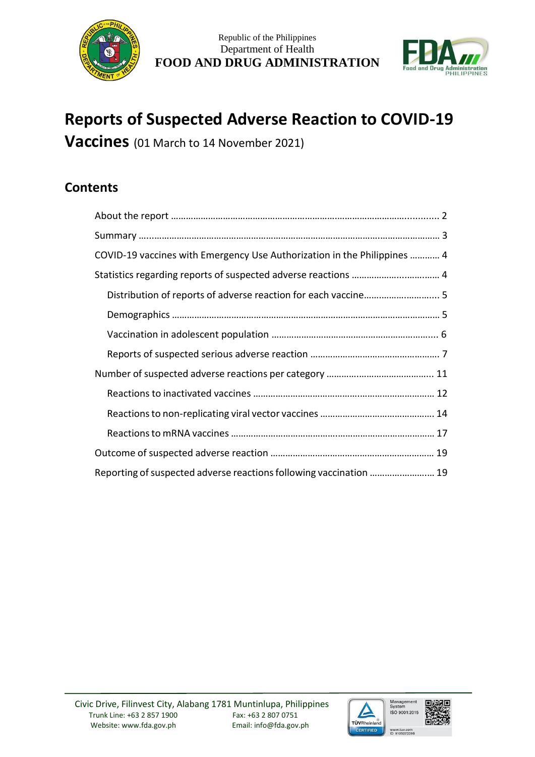Republic of the Philippines
Department of Health
**FOOD AND DRUG ADMINISTRATION**

# Reports of Suspected Adverse Reaction to COVID-19 Vaccines (01 March to 14 November 2021)

## Contents

- About the report ........ 2
- Summary ........ 3
- COVID-19 vaccines with Emergency Use Authorization in the Philippines ........ 4
- Statistics regarding reports of suspected adverse reactions ........ 4
  - Distribution of reports of adverse reaction for each vaccine ........ 5
  - Demographics ........ 5
  - Vaccination in adolescent population ........ 6
  - Reports of suspected serious adverse reaction ........ 7
- Number of suspected adverse reactions per category ........ 11
  - Reactions to inactivated vaccines ........ 12
  - Reactions to non-replicating viral vector vaccines ........ 14
  - Reactions to mRNA vaccines ........ 17
- Outcome of suspected adverse reaction ........ 19
- Reporting of suspected adverse reactions following vaccination ........ 19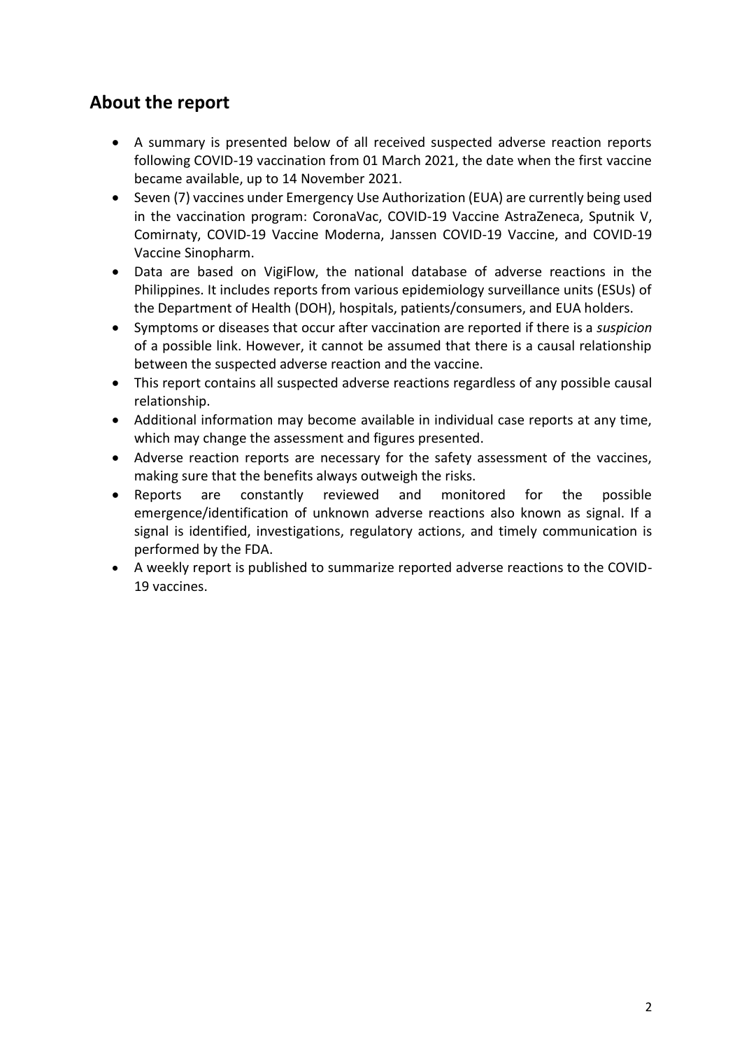## About the report

- A summary is presented below of all received suspected adverse reaction reports following COVID-19 vaccination from 01 March 2021, the date when the first vaccine became available, up to 14 November 2021.
- Seven (7) vaccines under Emergency Use Authorization (EUA) are currently being used in the vaccination program: CoronaVac, COVID-19 Vaccine AstraZeneca, Sputnik V, Comirnaty, COVID-19 Vaccine Moderna, Janssen COVID-19 Vaccine, and COVID-19 Vaccine Sinopharm.
- Data are based on VigiFlow, the national database of adverse reactions in the Philippines. It includes reports from various epidemiology surveillance units (ESUs) of the Department of Health (DOH), hospitals, patients/consumers, and EUA holders.
- Symptoms or diseases that occur after vaccination are reported if there is a *suspicion* of a possible link. However, it cannot be assumed that there is a causal relationship between the suspected adverse reaction and the vaccine.
- This report contains all suspected adverse reactions regardless of any possible causal relationship.
- Additional information may become available in individual case reports at any time, which may change the assessment and figures presented.
- Adverse reaction reports are necessary for the safety assessment of the vaccines, making sure that the benefits always outweigh the risks.
- Reports are constantly reviewed and monitored for the possible emergence/identification of unknown adverse reactions also known as signal. If a signal is identified, investigations, regulatory actions, and timely communication is performed by the FDA.
- A weekly report is published to summarize reported adverse reactions to the COVID-19 vaccines.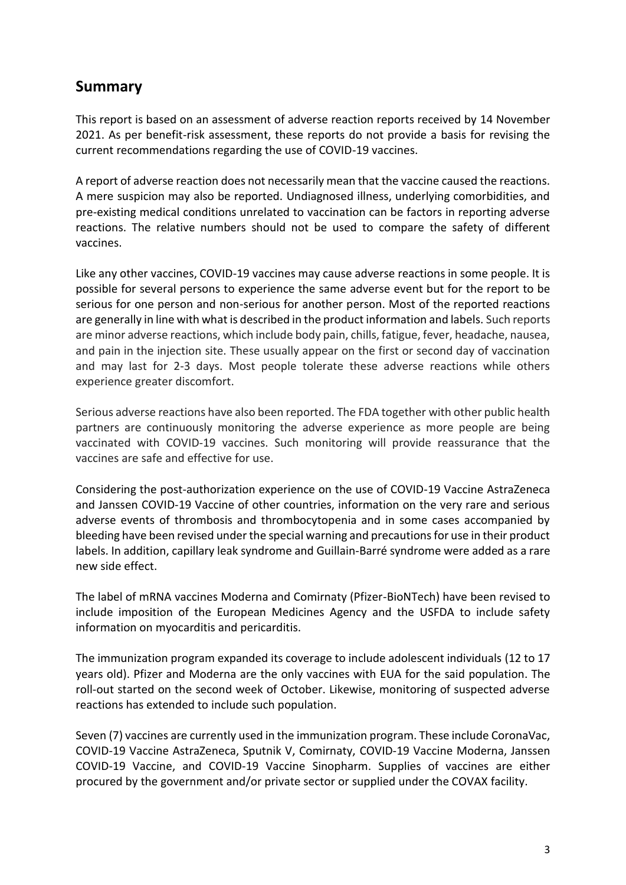## Summary

This report is based on an assessment of adverse reaction reports received by 14 November 2021. As per benefit-risk assessment, these reports do not provide a basis for revising the current recommendations regarding the use of COVID-19 vaccines.

A report of adverse reaction does not necessarily mean that the vaccine caused the reactions. A mere suspicion may also be reported. Undiagnosed illness, underlying comorbidities, and pre-existing medical conditions unrelated to vaccination can be factors in reporting adverse reactions. The relative numbers should not be used to compare the safety of different vaccines.

Like any other vaccines, COVID-19 vaccines may cause adverse reactions in some people. It is possible for several persons to experience the same adverse event but for the report to be serious for one person and non-serious for another person. Most of the reported reactions are generally in line with what is described in the product information and labels. Such reports are minor adverse reactions, which include body pain, chills, fatigue, fever, headache, nausea, and pain in the injection site. These usually appear on the first or second day of vaccination and may last for 2-3 days. Most people tolerate these adverse reactions while others experience greater discomfort.

Serious adverse reactions have also been reported. The FDA together with other public health partners are continuously monitoring the adverse experience as more people are being vaccinated with COVID-19 vaccines. Such monitoring will provide reassurance that the vaccines are safe and effective for use.

Considering the post-authorization experience on the use of COVID-19 Vaccine AstraZeneca and Janssen COVID-19 Vaccine of other countries, information on the very rare and serious adverse events of thrombosis and thrombocytopenia and in some cases accompanied by bleeding have been revised under the special warning and precautions for use in their product labels. In addition, capillary leak syndrome and Guillain-Barré syndrome were added as a rare new side effect.

The label of mRNA vaccines Moderna and Comirnaty (Pfizer-BioNTech) have been revised to include imposition of the European Medicines Agency and the USFDA to include safety information on myocarditis and pericarditis.

The immunization program expanded its coverage to include adolescent individuals (12 to 17 years old). Pfizer and Moderna are the only vaccines with EUA for the said population. The roll-out started on the second week of October. Likewise, monitoring of suspected adverse reactions has extended to include such population.

Seven (7) vaccines are currently used in the immunization program. These include CoronaVac, COVID-19 Vaccine AstraZeneca, Sputnik V, Comirnaty, COVID-19 Vaccine Moderna, Janssen COVID-19 Vaccine, and COVID-19 Vaccine Sinopharm. Supplies of vaccines are either procured by the government and/or private sector or supplied under the COVAX facility.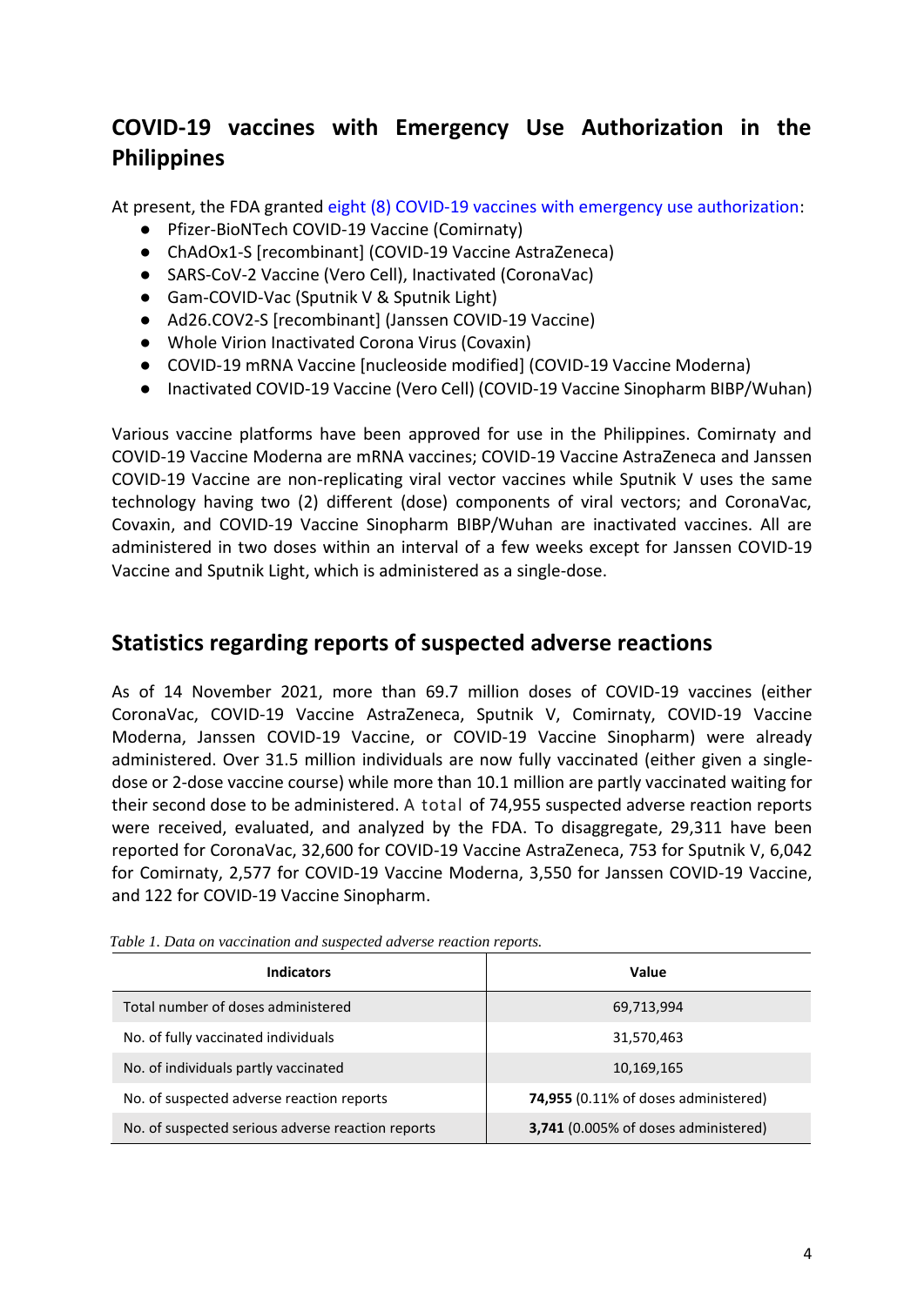## COVID-19 vaccines with Emergency Use Authorization in the Philippines

At present, the FDA granted eight (8) COVID-19 vaccines with emergency use authorization:

- Pfizer-BioNTech COVID-19 Vaccine (Comirnaty)
- ChAdOx1-S [recombinant] (COVID-19 Vaccine AstraZeneca)
- SARS-CoV-2 Vaccine (Vero Cell), Inactivated (CoronaVac)
- Gam-COVID-Vac (Sputnik V & Sputnik Light)
- Ad26.COV2-S [recombinant] (Janssen COVID-19 Vaccine)
- Whole Virion Inactivated Corona Virus (Covaxin)
- COVID-19 mRNA Vaccine [nucleoside modified] (COVID-19 Vaccine Moderna)
- Inactivated COVID-19 Vaccine (Vero Cell) (COVID-19 Vaccine Sinopharm BIBP/Wuhan)

Various vaccine platforms have been approved for use in the Philippines. Comirnaty and COVID-19 Vaccine Moderna are mRNA vaccines; COVID-19 Vaccine AstraZeneca and Janssen COVID-19 Vaccine are non-replicating viral vector vaccines while Sputnik V uses the same technology having two (2) different (dose) components of viral vectors; and CoronaVac, Covaxin, and COVID-19 Vaccine Sinopharm BIBP/Wuhan are inactivated vaccines. All are administered in two doses within an interval of a few weeks except for Janssen COVID-19 Vaccine and Sputnik Light, which is administered as a single-dose.

## Statistics regarding reports of suspected adverse reactions

As of 14 November 2021, more than 69.7 million doses of COVID-19 vaccines (either CoronaVac, COVID-19 Vaccine AstraZeneca, Sputnik V, Comirnaty, COVID-19 Vaccine Moderna, Janssen COVID-19 Vaccine, or COVID-19 Vaccine Sinopharm) were already administered. Over 31.5 million individuals are now fully vaccinated (either given a single-dose or 2-dose vaccine course) while more than 10.1 million are partly vaccinated waiting for their second dose to be administered. A total of 74,955 suspected adverse reaction reports were received, evaluated, and analyzed by the FDA. To disaggregate, 29,311 have been reported for CoronaVac, 32,600 for COVID-19 Vaccine AstraZeneca, 753 for Sputnik V, 6,042 for Comirnaty, 2,577 for COVID-19 Vaccine Moderna, 3,550 for Janssen COVID-19 Vaccine, and 122 for COVID-19 Vaccine Sinopharm.

*Table 1. Data on vaccination and suspected adverse reaction reports.*

| Indicators | Value |
| --- | --- |
| Total number of doses administered | 69,713,994 |
| No. of fully vaccinated individuals | 31,570,463 |
| No. of individuals partly vaccinated | 10,169,165 |
| No. of suspected adverse reaction reports | **74,955** (0.11% of doses administered) |
| No. of suspected serious adverse reaction reports | **3,741** (0.005% of doses administered) |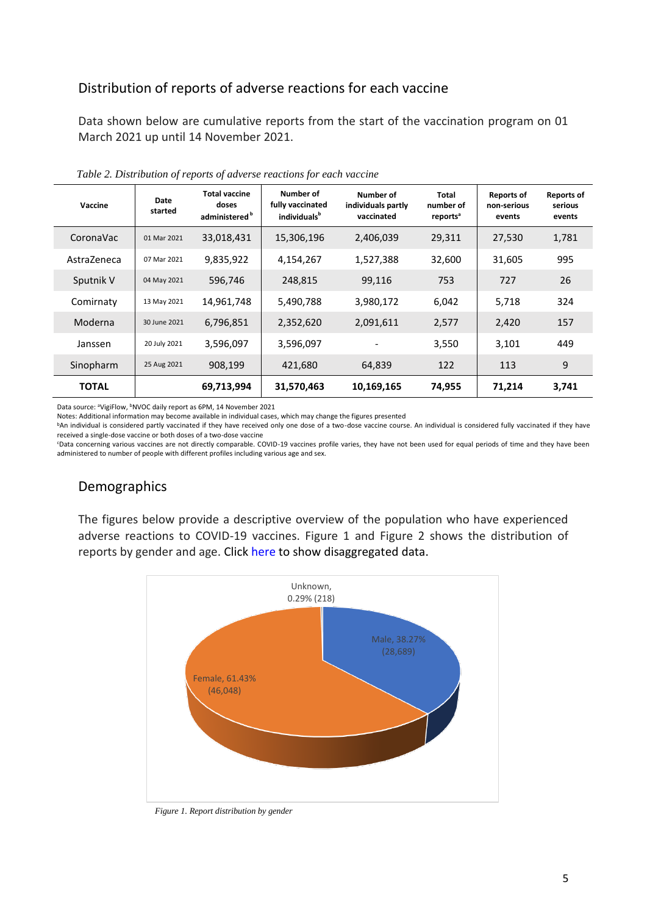## Distribution of reports of adverse reactions for each vaccine

Data shown below are cumulative reports from the start of the vaccination program on 01 March 2021 up until 14 November 2021.

*Table 2. Distribution of reports of adverse reactions for each vaccine*

| Vaccine | Date started | Total vaccine doses administered[b] | Number of fully vaccinated individuals[b] | Number of individuals partly vaccinated | Total number of reports[a] | Reports of non-serious events | Reports of serious events |
|---|---|---|---|---|---|---|---|
| CoronaVac | 01 Mar 2021 | 33,018,431 | 15,306,196 | 2,406,039 | 29,311 | 27,530 | 1,781 |
| AstraZeneca | 07 Mar 2021 | 9,835,922 | 4,154,267 | 1,527,388 | 32,600 | 31,605 | 995 |
| Sputnik V | 04 May 2021 | 596,746 | 248,815 | 99,116 | 753 | 727 | 26 |
| Comirnaty | 13 May 2021 | 14,961,748 | 5,490,788 | 3,980,172 | 6,042 | 5,718 | 324 |
| Moderna | 30 June 2021 | 6,796,851 | 2,352,620 | 2,091,611 | 2,577 | 2,420 | 157 |
| Janssen | 20 July 2021 | 3,596,097 | 3,596,097 | - | 3,550 | 3,101 | 449 |
| Sinopharm | 25 Aug 2021 | 908,199 | 421,680 | 64,839 | 122 | 113 | 9 |
| **TOTAL** | | **69,713,994** | **31,570,463** | **10,169,165** | **74,955** | **71,214** | **3,741** |

Data source: [a]VigiFlow, [b]NVOC daily report as 6PM, 14 November 2021

Notes: Additional information may become available in individual cases, which may change the figures presented

[b]An individual is considered partly vaccinated if they have received only one dose of a two-dose vaccine course. An individual is considered fully vaccinated if they have received a single-dose vaccine or both doses of a two-dose vaccine

[c]Data concerning various vaccines are not directly comparable. COVID-19 vaccines profile varies, they have not been used for equal periods of time and they have been administered to number of people with different profiles including various age and sex.

## Demographics

The figures below provide a descriptive overview of the population who have experienced adverse reactions to COVID-19 vaccines. Figure 1 and Figure 2 shows the distribution of reports by gender and age. Click here to show disaggregated data.

Unknown, 0.29% (218)

Male, 38.27% (28,689)

Female, 61.43% (46,048)

*Figure 1. Report distribution by gender*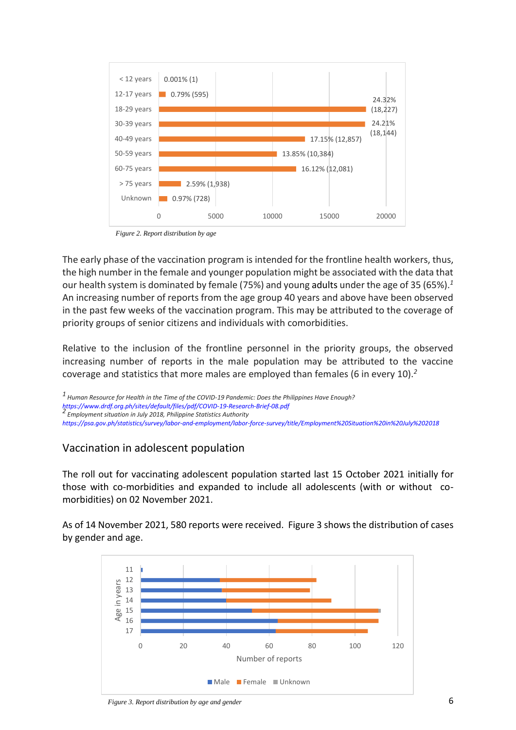| Age group | Reports |
|---|---|
| < 12 years | 0.001% (1) |
| 12-17 years | 0.79% (595) |
| 18-29 years | 24.32% (18,227) |
| 30-39 years | 24.21% (18,144) |
| 40-49 years | 17.15% (12,857) |
| 50-59 years | 13.85% (10,384) |
| 60-75 years | 16.12% (12,081) |
| > 75 years | 2.59% (1,938) |
| Unknown | 0.97% (728) |

*Figure 2. Report distribution by age*

The early phase of the vaccination program is intended for the frontline health workers, thus, the high number in the female and younger population might be associated with the data that our health system is dominated by female (75%) and young adults under the age of 35 (65%).[1] An increasing number of reports from the age group 40 years and above have been observed in the past few weeks of the vaccination program. This may be attributed to the coverage of priority groups of senior citizens and individuals with comorbidities.

Relative to the inclusion of the frontline personnel in the priority groups, the observed increasing number of reports in the male population may be attributed to the vaccine coverage and statistics that more males are employed than females (6 in every 10).[2]

[1] *Human Resource for Health in the Time of the COVID-19 Pandemic: Does the Philippines Have Enough?* *https://www.drdf.org.ph/sites/default/files/pdf/COVID-19-Research-Brief-08.pdf*

[2] *Employment situation in July 2018, Philippine Statistics Authority* *https://psa.gov.ph/statistics/survey/labor-and-employment/labor-force-survey/title/Employment%20Situation%20in%20July%202018*

## Vaccination in adolescent population

The roll out for vaccinating adolescent population started last 15 October 2021 initially for those with co-morbidities and expanded to include all adolescents (with or without co-morbidities) on 02 November 2021.

As of 14 November 2021, 580 reports were received. Figure 3 shows the distribution of cases by gender and age.

*Figure 3. Report distribution by age and gender*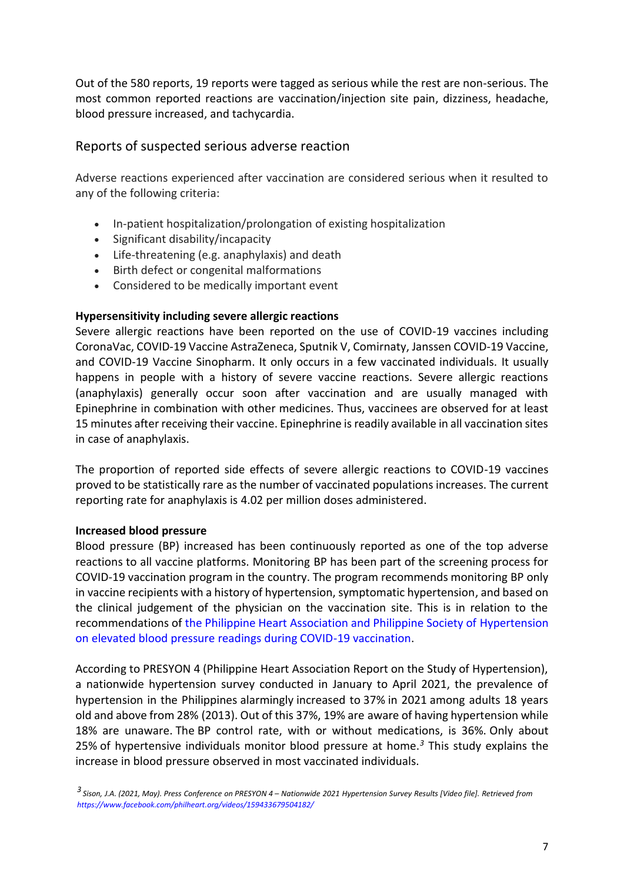Out of the 580 reports, 19 reports were tagged as serious while the rest are non-serious. The most common reported reactions are vaccination/injection site pain, dizziness, headache, blood pressure increased, and tachycardia.

## Reports of suspected serious adverse reaction

Adverse reactions experienced after vaccination are considered serious when it resulted to any of the following criteria:

- In-patient hospitalization/prolongation of existing hospitalization
- Significant disability/incapacity
- Life-threatening (e.g. anaphylaxis) and death
- Birth defect or congenital malformations
- Considered to be medically important event

**Hypersensitivity including severe allergic reactions**

Severe allergic reactions have been reported on the use of COVID-19 vaccines including CoronaVac, COVID-19 Vaccine AstraZeneca, Sputnik V, Comirnaty, Janssen COVID-19 Vaccine, and COVID-19 Vaccine Sinopharm. It only occurs in a few vaccinated individuals. It usually happens in people with a history of severe vaccine reactions. Severe allergic reactions (anaphylaxis) generally occur soon after vaccination and are usually managed with Epinephrine in combination with other medicines. Thus, vaccinees are observed for at least 15 minutes after receiving their vaccine. Epinephrine is readily available in all vaccination sites in case of anaphylaxis.

The proportion of reported side effects of severe allergic reactions to COVID-19 vaccines proved to be statistically rare as the number of vaccinated populations increases. The current reporting rate for anaphylaxis is 4.02 per million doses administered.

**Increased blood pressure**

Blood pressure (BP) increased has been continuously reported as one of the top adverse reactions to all vaccine platforms. Monitoring BP has been part of the screening process for COVID-19 vaccination program in the country. The program recommends monitoring BP only in vaccine recipients with a history of hypertension, symptomatic hypertension, and based on the clinical judgement of the physician on the vaccination site. This is in relation to the recommendations of the Philippine Heart Association and Philippine Society of Hypertension on elevated blood pressure readings during COVID-19 vaccination.

According to PRESYON 4 (Philippine Heart Association Report on the Study of Hypertension), a nationwide hypertension survey conducted in January to April 2021, the prevalence of hypertension in the Philippines alarmingly increased to 37% in 2021 among adults 18 years old and above from 28% (2013). Out of this 37%, 19% are aware of having hypertension while 18% are unaware. The BP control rate, with or without medications, is 36%. Only about 25% of hypertensive individuals monitor blood pressure at home.[3] This study explains the increase in blood pressure observed in most vaccinated individuals.

*[3] Sison, J.A. (2021, May). Press Conference on PRESYON 4 – Nationwide 2021 Hypertension Survey Results [Video file]. Retrieved from https://www.facebook.com/philheart.org/videos/159433679504182/*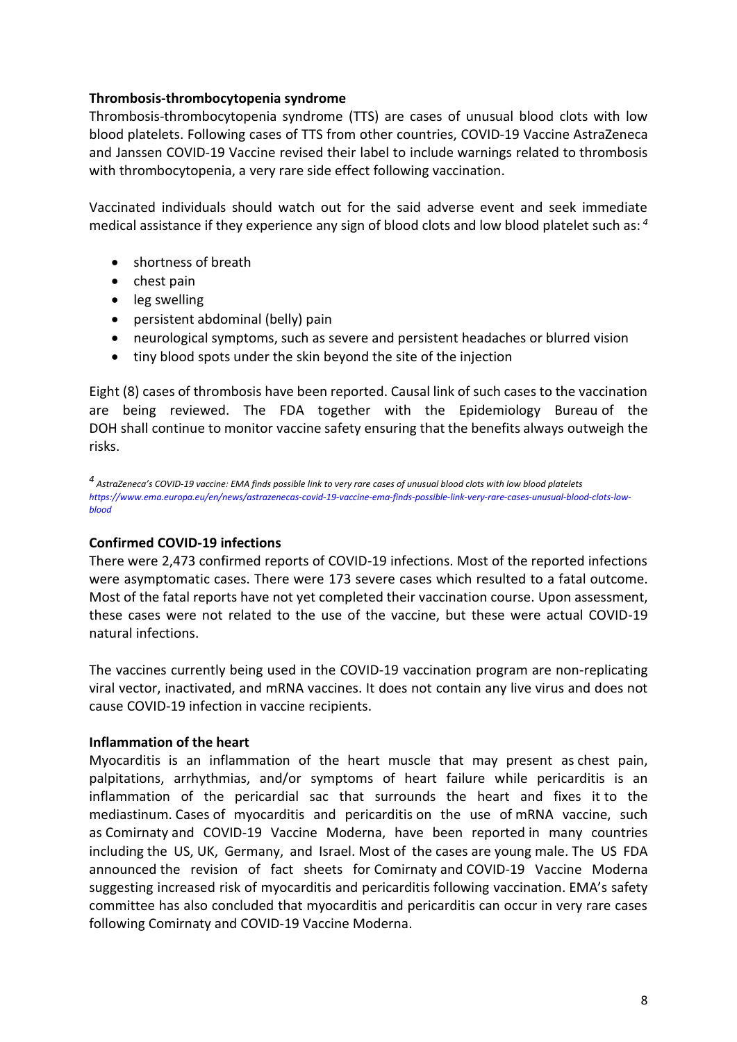**Thrombosis-thrombocytopenia syndrome**

Thrombosis-thrombocytopenia syndrome (TTS) are cases of unusual blood clots with low blood platelets. Following cases of TTS from other countries, COVID-19 Vaccine AstraZeneca and Janssen COVID-19 Vaccine revised their label to include warnings related to thrombosis with thrombocytopenia, a very rare side effect following vaccination.

Vaccinated individuals should watch out for the said adverse event and seek immediate medical assistance if they experience any sign of blood clots and low blood platelet such as: [4]

- shortness of breath
- chest pain
- leg swelling
- persistent abdominal (belly) pain
- neurological symptoms, such as severe and persistent headaches or blurred vision
- tiny blood spots under the skin beyond the site of the injection

Eight (8) cases of thrombosis have been reported. Causal link of such cases to the vaccination are being reviewed. The FDA together with the Epidemiology Bureau of the DOH shall continue to monitor vaccine safety ensuring that the benefits always outweigh the risks.

[4] *AstraZeneca's COVID-19 vaccine: EMA finds possible link to very rare cases of unusual blood clots with low blood platelets* *https://www.ema.europa.eu/en/news/astrazenecas-covid-19-vaccine-ema-finds-possible-link-very-rare-cases-unusual-blood-clots-low-blood*

**Confirmed COVID-19 infections**

There were 2,473 confirmed reports of COVID-19 infections. Most of the reported infections were asymptomatic cases. There were 173 severe cases which resulted to a fatal outcome. Most of the fatal reports have not yet completed their vaccination course. Upon assessment, these cases were not related to the use of the vaccine, but these were actual COVID-19 natural infections.

The vaccines currently being used in the COVID-19 vaccination program are non-replicating viral vector, inactivated, and mRNA vaccines. It does not contain any live virus and does not cause COVID-19 infection in vaccine recipients.

**Inflammation of the heart**

Myocarditis is an inflammation of the heart muscle that may present as chest pain, palpitations, arrhythmias, and/or symptoms of heart failure while pericarditis is an inflammation of the pericardial sac that surrounds the heart and fixes it to the mediastinum. Cases of myocarditis and pericarditis on the use of mRNA vaccine, such as Comirnaty and COVID-19 Vaccine Moderna, have been reported in many countries including the US, UK, Germany, and Israel. Most of the cases are young male. The US FDA announced the revision of fact sheets for Comirnaty and COVID-19 Vaccine Moderna suggesting increased risk of myocarditis and pericarditis following vaccination. EMA's safety committee has also concluded that myocarditis and pericarditis can occur in very rare cases following Comirnaty and COVID-19 Vaccine Moderna.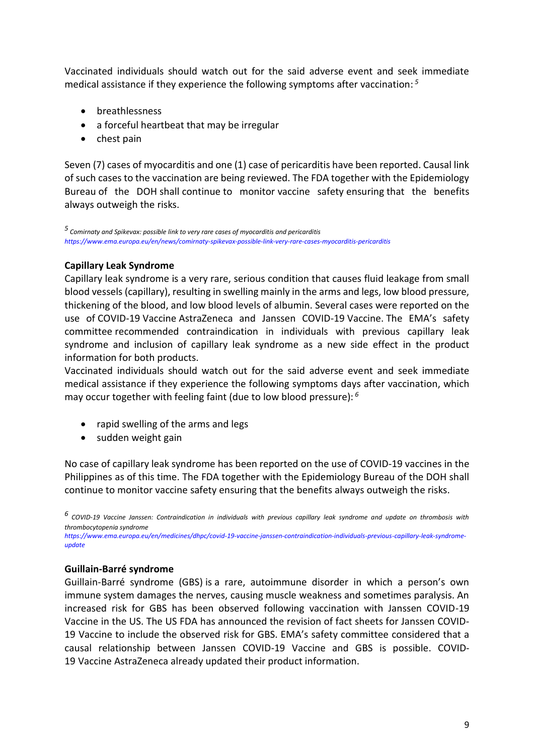Vaccinated individuals should watch out for the said adverse event and seek immediate medical assistance if they experience the following symptoms after vaccination: [5]

- breathlessness
- a forceful heartbeat that may be irregular
- chest pain

Seven (7) cases of myocarditis and one (1) case of pericarditis have been reported. Causal link of such cases to the vaccination are being reviewed. The FDA together with the Epidemiology Bureau of the DOH shall continue to monitor vaccine safety ensuring that the benefits always outweigh the risks.

[5] *Comirnaty and Spikevax: possible link to very rare cases of myocarditis and pericarditis*
*https://www.ema.europa.eu/en/news/comirnaty-spikevax-possible-link-very-rare-cases-myocarditis-pericarditis*

**Capillary Leak Syndrome**

Capillary leak syndrome is a very rare, serious condition that causes fluid leakage from small blood vessels (capillary), resulting in swelling mainly in the arms and legs, low blood pressure, thickening of the blood, and low blood levels of albumin. Several cases were reported on the use of COVID-19 Vaccine AstraZeneca and Janssen COVID-19 Vaccine. The EMA's safety committee recommended contraindication in individuals with previous capillary leak syndrome and inclusion of capillary leak syndrome as a new side effect in the product information for both products.

Vaccinated individuals should watch out for the said adverse event and seek immediate medical assistance if they experience the following symptoms days after vaccination, which may occur together with feeling faint (due to low blood pressure): [6]

- rapid swelling of the arms and legs
- sudden weight gain

No case of capillary leak syndrome has been reported on the use of COVID-19 vaccines in the Philippines as of this time. The FDA together with the Epidemiology Bureau of the DOH shall continue to monitor vaccine safety ensuring that the benefits always outweigh the risks.

[6] *COVID-19 Vaccine Janssen: Contraindication in individuals with previous capillary leak syndrome and update on thrombosis with thrombocytopenia syndrome*
*https://www.ema.europa.eu/en/medicines/dhpc/covid-19-vaccine-janssen-contraindication-individuals-previous-capillary-leak-syndrome-update*

**Guillain-Barré syndrome**

Guillain-Barré syndrome (GBS) is a rare, autoimmune disorder in which a person's own immune system damages the nerves, causing muscle weakness and sometimes paralysis. An increased risk for GBS has been observed following vaccination with Janssen COVID-19 Vaccine in the US. The US FDA has announced the revision of fact sheets for Janssen COVID-19 Vaccine to include the observed risk for GBS. EMA's safety committee considered that a causal relationship between Janssen COVID-19 Vaccine and GBS is possible. COVID-19 Vaccine AstraZeneca already updated their product information.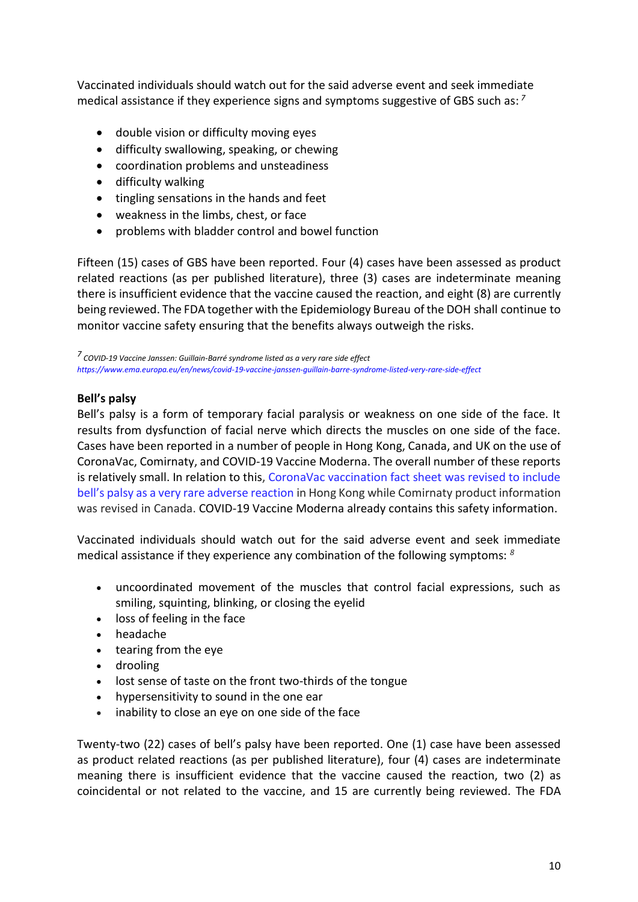Vaccinated individuals should watch out for the said adverse event and seek immediate medical assistance if they experience signs and symptoms suggestive of GBS such as: [7]

- double vision or difficulty moving eyes
- difficulty swallowing, speaking, or chewing
- coordination problems and unsteadiness
- difficulty walking
- tingling sensations in the hands and feet
- weakness in the limbs, chest, or face
- problems with bladder control and bowel function

Fifteen (15) cases of GBS have been reported. Four (4) cases have been assessed as product related reactions (as per published literature), three (3) cases are indeterminate meaning there is insufficient evidence that the vaccine caused the reaction, and eight (8) are currently being reviewed. The FDA together with the Epidemiology Bureau of the DOH shall continue to monitor vaccine safety ensuring that the benefits always outweigh the risks.

[7] *COVID-19 Vaccine Janssen: Guillain-Barré syndrome listed as a very rare side effect*
*https://www.ema.europa.eu/en/news/covid-19-vaccine-janssen-guillain-barre-syndrome-listed-very-rare-side-effect*

**Bell's palsy**

Bell's palsy is a form of temporary facial paralysis or weakness on one side of the face. It results from dysfunction of facial nerve which directs the muscles on one side of the face. Cases have been reported in a number of people in Hong Kong, Canada, and UK on the use of CoronaVac, Comirnaty, and COVID-19 Vaccine Moderna. The overall number of these reports is relatively small. In relation to this, CoronaVac vaccination fact sheet was revised to include bell's palsy as a very rare adverse reaction in Hong Kong while Comirnaty product information was revised in Canada. COVID-19 Vaccine Moderna already contains this safety information.

Vaccinated individuals should watch out for the said adverse event and seek immediate medical assistance if they experience any combination of the following symptoms: [8]

- uncoordinated movement of the muscles that control facial expressions, such as smiling, squinting, blinking, or closing the eyelid
- loss of feeling in the face
- headache
- tearing from the eye
- drooling
- lost sense of taste on the front two-thirds of the tongue
- hypersensitivity to sound in the one ear
- inability to close an eye on one side of the face

Twenty-two (22) cases of bell's palsy have been reported. One (1) case have been assessed as product related reactions (as per published literature), four (4) cases are indeterminate meaning there is insufficient evidence that the vaccine caused the reaction, two (2) as coincidental or not related to the vaccine, and 15 are currently being reviewed. The FDA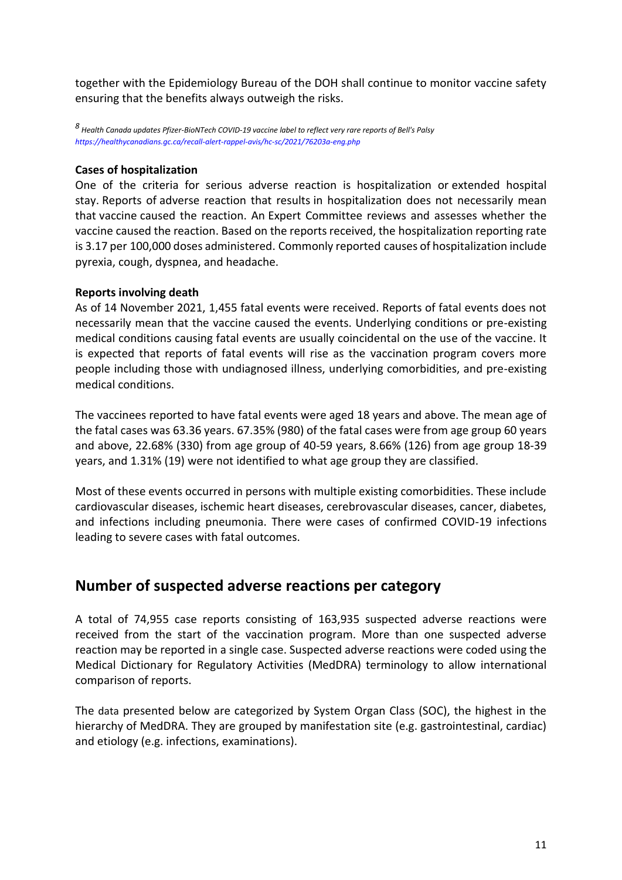together with the Epidemiology Bureau of the DOH shall continue to monitor vaccine safety ensuring that the benefits always outweigh the risks.

[8] *Health Canada updates Pfizer-BioNTech COVID-19 vaccine label to reflect very rare reports of Bell's Palsy* *https://healthycanadians.gc.ca/recall-alert-rappel-avis/hc-sc/2021/76203a-eng.php*

**Cases of hospitalization**

One of the criteria for serious adverse reaction is hospitalization or extended hospital stay. Reports of adverse reaction that results in hospitalization does not necessarily mean that vaccine caused the reaction. An Expert Committee reviews and assesses whether the vaccine caused the reaction. Based on the reports received, the hospitalization reporting rate is 3.17 per 100,000 doses administered. Commonly reported causes of hospitalization include pyrexia, cough, dyspnea, and headache.

**Reports involving death**

As of 14 November 2021, 1,455 fatal events were received. Reports of fatal events does not necessarily mean that the vaccine caused the events. Underlying conditions or pre-existing medical conditions causing fatal events are usually coincidental on the use of the vaccine. It is expected that reports of fatal events will rise as the vaccination program covers more people including those with undiagnosed illness, underlying comorbidities, and pre-existing medical conditions.

The vaccinees reported to have fatal events were aged 18 years and above. The mean age of the fatal cases was 63.36 years. 67.35% (980) of the fatal cases were from age group 60 years and above, 22.68% (330) from age group of 40-59 years, 8.66% (126) from age group 18-39 years, and 1.31% (19) were not identified to what age group they are classified.

Most of these events occurred in persons with multiple existing comorbidities. These include cardiovascular diseases, ischemic heart diseases, cerebrovascular diseases, cancer, diabetes, and infections including pneumonia. There were cases of confirmed COVID-19 infections leading to severe cases with fatal outcomes.

## Number of suspected adverse reactions per category

A total of 74,955 case reports consisting of 163,935 suspected adverse reactions were received from the start of the vaccination program. More than one suspected adverse reaction may be reported in a single case. Suspected adverse reactions were coded using the Medical Dictionary for Regulatory Activities (MedDRA) terminology to allow international comparison of reports.

The data presented below are categorized by System Organ Class (SOC), the highest in the hierarchy of MedDRA. They are grouped by manifestation site (e.g. gastrointestinal, cardiac) and etiology (e.g. infections, examinations).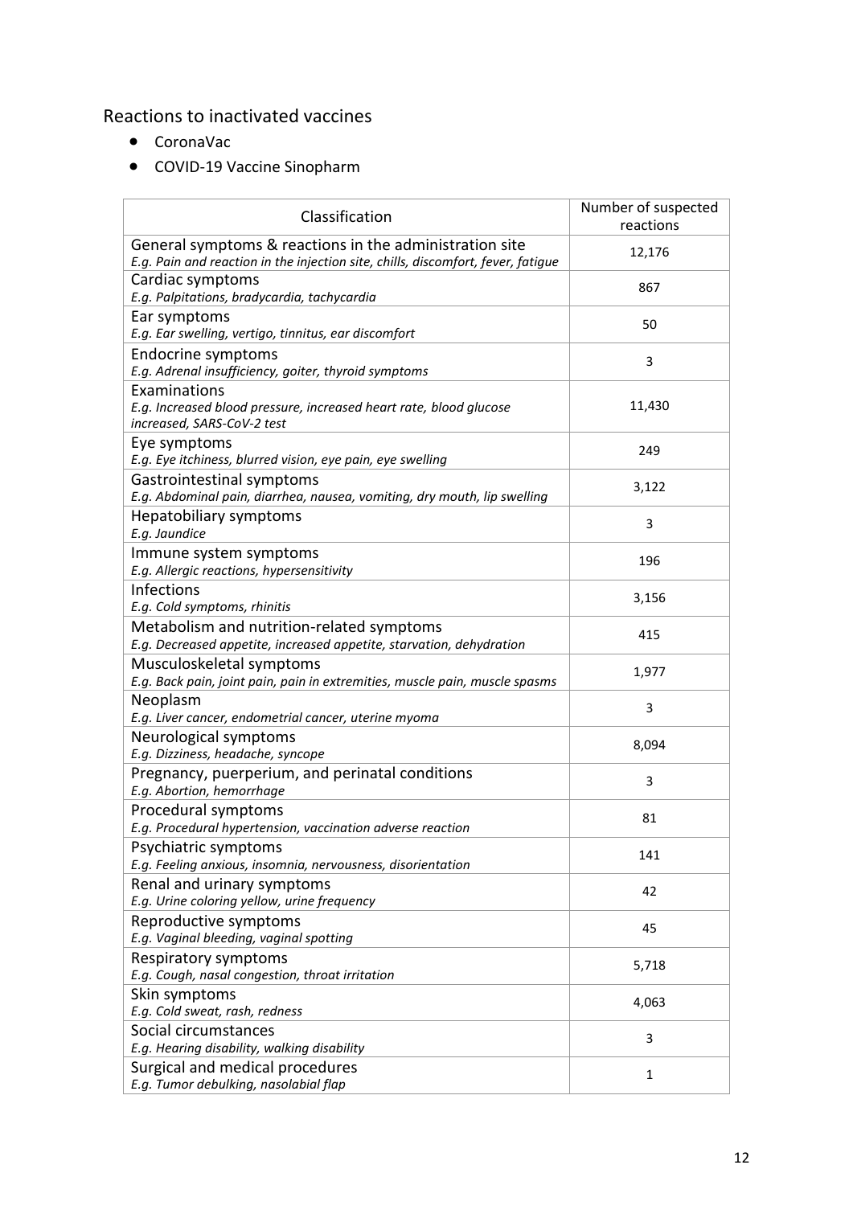## Reactions to inactivated vaccines

- CoronaVac
- COVID-19 Vaccine Sinopharm

| Classification | Number of suspected reactions |
|---|---|
| General symptoms & reactions in the administration site<br>*E.g. Pain and reaction in the injection site, chills, discomfort, fever, fatigue* | 12,176 |
| Cardiac symptoms<br>*E.g. Palpitations, bradycardia, tachycardia* | 867 |
| Ear symptoms<br>*E.g. Ear swelling, vertigo, tinnitus, ear discomfort* | 50 |
| Endocrine symptoms<br>*E.g. Adrenal insufficiency, goiter, thyroid symptoms* | 3 |
| Examinations<br>*E.g. Increased blood pressure, increased heart rate, blood glucose increased, SARS-CoV-2 test* | 11,430 |
| Eye symptoms<br>*E.g. Eye itchiness, blurred vision, eye pain, eye swelling* | 249 |
| Gastrointestinal symptoms<br>*E.g. Abdominal pain, diarrhea, nausea, vomiting, dry mouth, lip swelling* | 3,122 |
| Hepatobiliary symptoms<br>*E.g. Jaundice* | 3 |
| Immune system symptoms<br>*E.g. Allergic reactions, hypersensitivity* | 196 |
| Infections<br>*E.g. Cold symptoms, rhinitis* | 3,156 |
| Metabolism and nutrition-related symptoms<br>*E.g. Decreased appetite, increased appetite, starvation, dehydration* | 415 |
| Musculoskeletal symptoms<br>*E.g. Back pain, joint pain, pain in extremities, muscle pain, muscle spasms* | 1,977 |
| Neoplasm<br>*E.g. Liver cancer, endometrial cancer, uterine myoma* | 3 |
| Neurological symptoms<br>*E.g. Dizziness, headache, syncope* | 8,094 |
| Pregnancy, puerperium, and perinatal conditions<br>*E.g. Abortion, hemorrhage* | 3 |
| Procedural symptoms<br>*E.g. Procedural hypertension, vaccination adverse reaction* | 81 |
| Psychiatric symptoms<br>*E.g. Feeling anxious, insomnia, nervousness, disorientation* | 141 |
| Renal and urinary symptoms<br>*E.g. Urine coloring yellow, urine frequency* | 42 |
| Reproductive symptoms<br>*E.g. Vaginal bleeding, vaginal spotting* | 45 |
| Respiratory symptoms<br>*E.g. Cough, nasal congestion, throat irritation* | 5,718 |
| Skin symptoms<br>*E.g. Cold sweat, rash, redness* | 4,063 |
| Social circumstances<br>*E.g. Hearing disability, walking disability* | 3 |
| Surgical and medical procedures<br>*E.g. Tumor debulking, nasolabial flap* | 1 |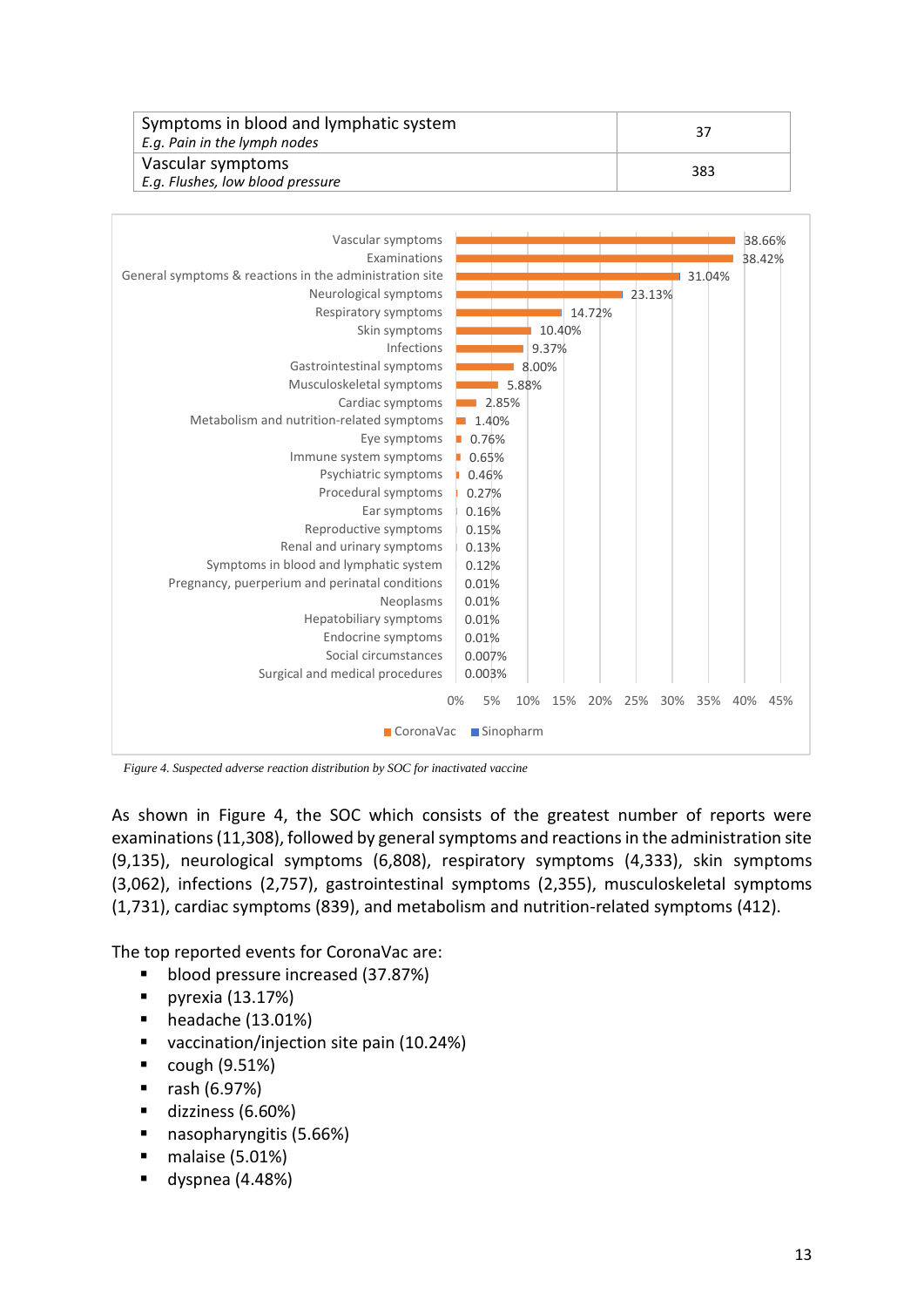| Symptoms in blood and lymphatic system<br>*E.g. Pain in the lymph nodes* | 37 |
|---|---|
| Vascular symptoms<br>*E.g. Flushes, low blood pressure* | 383 |

| SOC | CoronaVac |
|---|---|
| Vascular symptoms | 38.66% |
| Examinations | 38.42% |
| General symptoms & reactions in the administration site | 31.04% |
| Neurological symptoms | 23.13% |
| Respiratory symptoms | 14.72% |
| Skin symptoms | 10.40% |
| Infections | 9.37% |
| Gastrointestinal symptoms | 8.00% |
| Musculoskeletal symptoms | 5.88% |
| Cardiac symptoms | 2.85% |
| Metabolism and nutrition-related symptoms | 1.40% |
| Eye symptoms | 0.76% |
| Immune system symptoms | 0.65% |
| Psychiatric symptoms | 0.46% |
| Procedural symptoms | 0.27% |
| Ear symptoms | 0.16% |
| Reproductive symptoms | 0.15% |
| Renal and urinary symptoms | 0.13% |
| Symptoms in blood and lymphatic system | 0.12% |
| Pregnancy, puerperium and perinatal conditions | 0.01% |
| Neoplasms | 0.01% |
| Hepatobiliary symptoms | 0.01% |
| Endocrine symptoms | 0.01% |
| Social circumstances | 0.007% |
| Surgical and medical procedures | 0.003% |

*Figure 4. Suspected adverse reaction distribution by SOC for inactivated vaccine*

As shown in Figure 4, the SOC which consists of the greatest number of reports were examinations (11,308), followed by general symptoms and reactions in the administration site (9,135), neurological symptoms (6,808), respiratory symptoms (4,333), skin symptoms (3,062), infections (2,757), gastrointestinal symptoms (2,355), musculoskeletal symptoms (1,731), cardiac symptoms (839), and metabolism and nutrition-related symptoms (412).

The top reported events for CoronaVac are:

- blood pressure increased (37.87%)
- pyrexia (13.17%)
- headache (13.01%)
- vaccination/injection site pain (10.24%)
- cough (9.51%)
- rash (6.97%)
- dizziness (6.60%)
- nasopharyngitis (5.66%)
- malaise (5.01%)
- dyspnea (4.48%)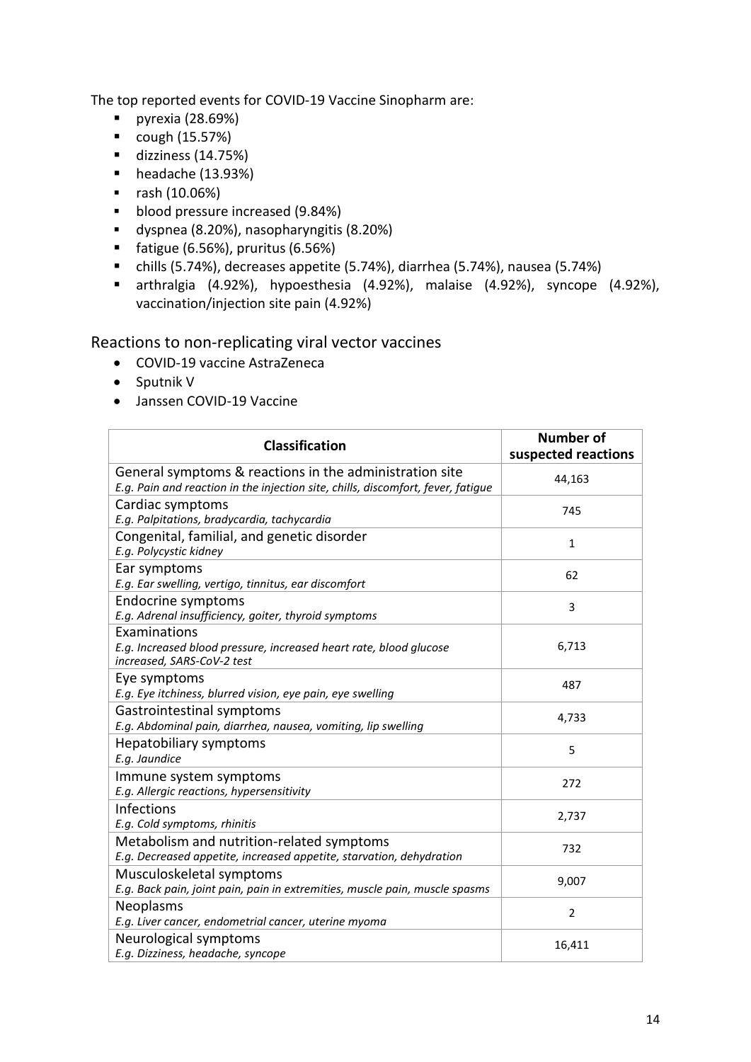The top reported events for COVID-19 Vaccine Sinopharm are:

- pyrexia (28.69%)
- cough (15.57%)
- dizziness (14.75%)
- headache (13.93%)
- rash (10.06%)
- blood pressure increased (9.84%)
- dyspnea (8.20%), nasopharyngitis (8.20%)
- fatigue (6.56%), pruritus (6.56%)
- chills (5.74%), decreases appetite (5.74%), diarrhea (5.74%), nausea (5.74%)
- arthralgia (4.92%), hypoesthesia (4.92%), malaise (4.92%), syncope (4.92%), vaccination/injection site pain (4.92%)

## Reactions to non-replicating viral vector vaccines

- COVID-19 vaccine AstraZeneca
- Sputnik V
- Janssen COVID-19 Vaccine

| Classification | Number of suspected reactions |
|---|---|
| General symptoms & reactions in the administration site<br>*E.g. Pain and reaction in the injection site, chills, discomfort, fever, fatigue* | 44,163 |
| Cardiac symptoms<br>*E.g. Palpitations, bradycardia, tachycardia* | 745 |
| Congenital, familial, and genetic disorder<br>*E.g. Polycystic kidney* | 1 |
| Ear symptoms<br>*E.g. Ear swelling, vertigo, tinnitus, ear discomfort* | 62 |
| Endocrine symptoms<br>*E.g. Adrenal insufficiency, goiter, thyroid symptoms* | 3 |
| Examinations<br>*E.g. Increased blood pressure, increased heart rate, blood glucose increased, SARS-CoV-2 test* | 6,713 |
| Eye symptoms<br>*E.g. Eye itchiness, blurred vision, eye pain, eye swelling* | 487 |
| Gastrointestinal symptoms<br>*E.g. Abdominal pain, diarrhea, nausea, vomiting, lip swelling* | 4,733 |
| Hepatobiliary symptoms<br>*E.g. Jaundice* | 5 |
| Immune system symptoms<br>*E.g. Allergic reactions, hypersensitivity* | 272 |
| Infections<br>*E.g. Cold symptoms, rhinitis* | 2,737 |
| Metabolism and nutrition-related symptoms<br>*E.g. Decreased appetite, increased appetite, starvation, dehydration* | 732 |
| Musculoskeletal symptoms<br>*E.g. Back pain, joint pain, pain in extremities, muscle pain, muscle spasms* | 9,007 |
| Neoplasms<br>*E.g. Liver cancer, endometrial cancer, uterine myoma* | 2 |
| Neurological symptoms<br>*E.g. Dizziness, headache, syncope* | 16,411 |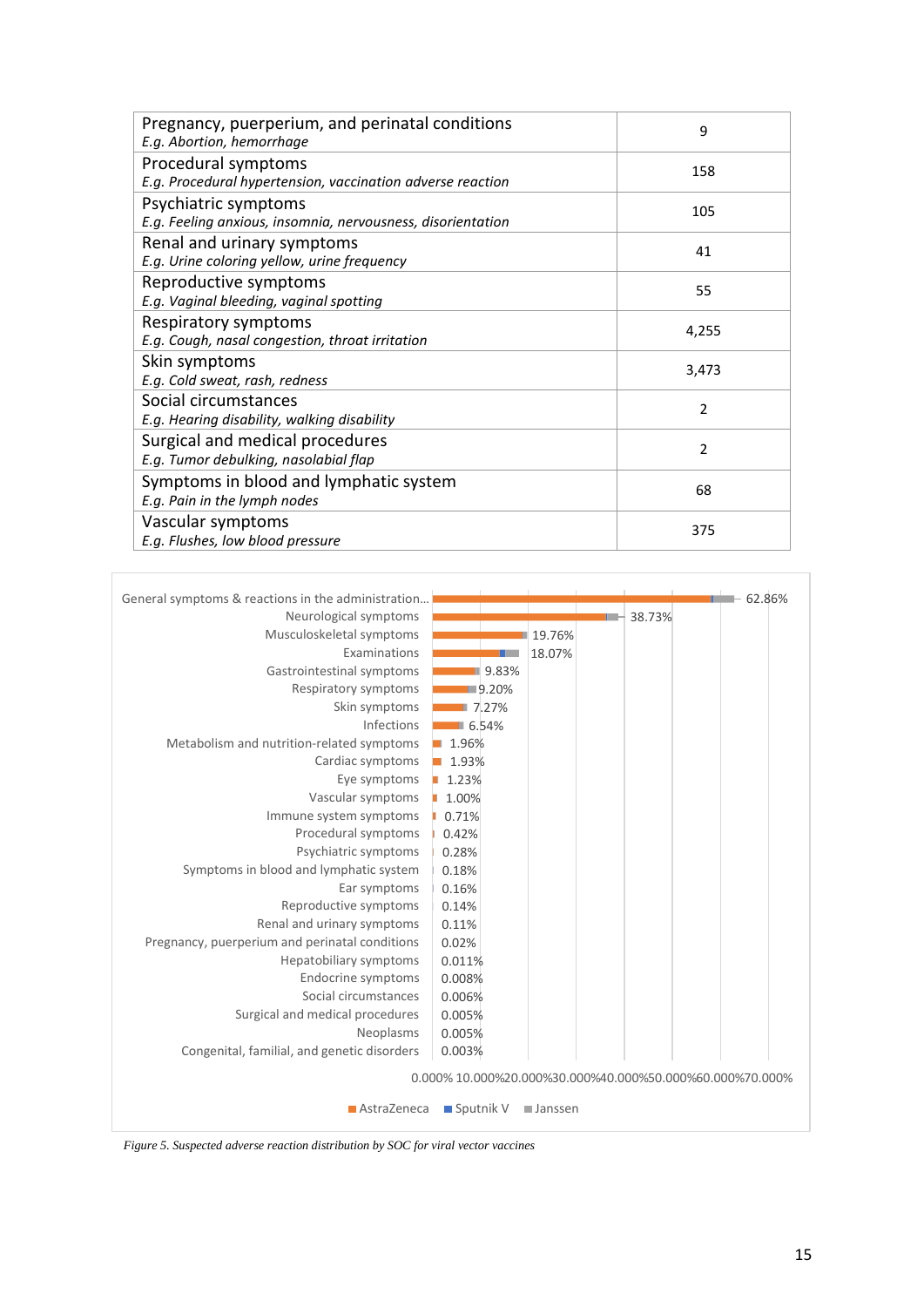| | |
|---|---|
| Pregnancy, puerperium, and perinatal conditions<br>*E.g. Abortion, hemorrhage* | 9 |
| Procedural symptoms<br>*E.g. Procedural hypertension, vaccination adverse reaction* | 158 |
| Psychiatric symptoms<br>*E.g. Feeling anxious, insomnia, nervousness, disorientation* | 105 |
| Renal and urinary symptoms<br>*E.g. Urine coloring yellow, urine frequency* | 41 |
| Reproductive symptoms<br>*E.g. Vaginal bleeding, vaginal spotting* | 55 |
| Respiratory symptoms<br>*E.g. Cough, nasal congestion, throat irritation* | 4,255 |
| Skin symptoms<br>*E.g. Cold sweat, rash, redness* | 3,473 |
| Social circumstances<br>*E.g. Hearing disability, walking disability* | 2 |
| Surgical and medical procedures<br>*E.g. Tumor debulking, nasolabial flap* | 2 |
| Symptoms in blood and lymphatic system<br>*E.g. Pain in the lymph nodes* | 68 |
| Vascular symptoms<br>*E.g. Flushes, low blood pressure* | 375 |

| SOC | Percentage |
|---|---|
| General symptoms & reactions in the administration... | 62.86% |
| Neurological symptoms | 38.73% |
| Musculoskeletal symptoms | 19.76% |
| Examinations | 18.07% |
| Gastrointestinal symptoms | 9.83% |
| Respiratory symptoms | 9.20% |
| Skin symptoms | 7.27% |
| Infections | 6.54% |
| Metabolism and nutrition-related symptoms | 1.96% |
| Cardiac symptoms | 1.93% |
| Eye symptoms | 1.23% |
| Vascular symptoms | 1.00% |
| Immune system symptoms | 0.71% |
| Procedural symptoms | 0.42% |
| Psychiatric symptoms | 0.28% |
| Symptoms in blood and lymphatic system | 0.18% |
| Ear symptoms | 0.16% |
| Reproductive symptoms | 0.14% |
| Renal and urinary symptoms | 0.11% |
| Pregnancy, puerperium and perinatal conditions | 0.02% |
| Hepatobiliary symptoms | 0.011% |
| Endocrine symptoms | 0.008% |
| Social circumstances | 0.006% |
| Surgical and medical procedures | 0.005% |
| Neoplasms | 0.005% |
| Congenital, familial, and genetic disorders | 0.003% |

Legend: AstraZeneca, Sputnik V, Janssen

*Figure 5. Suspected adverse reaction distribution by SOC for viral vector vaccines*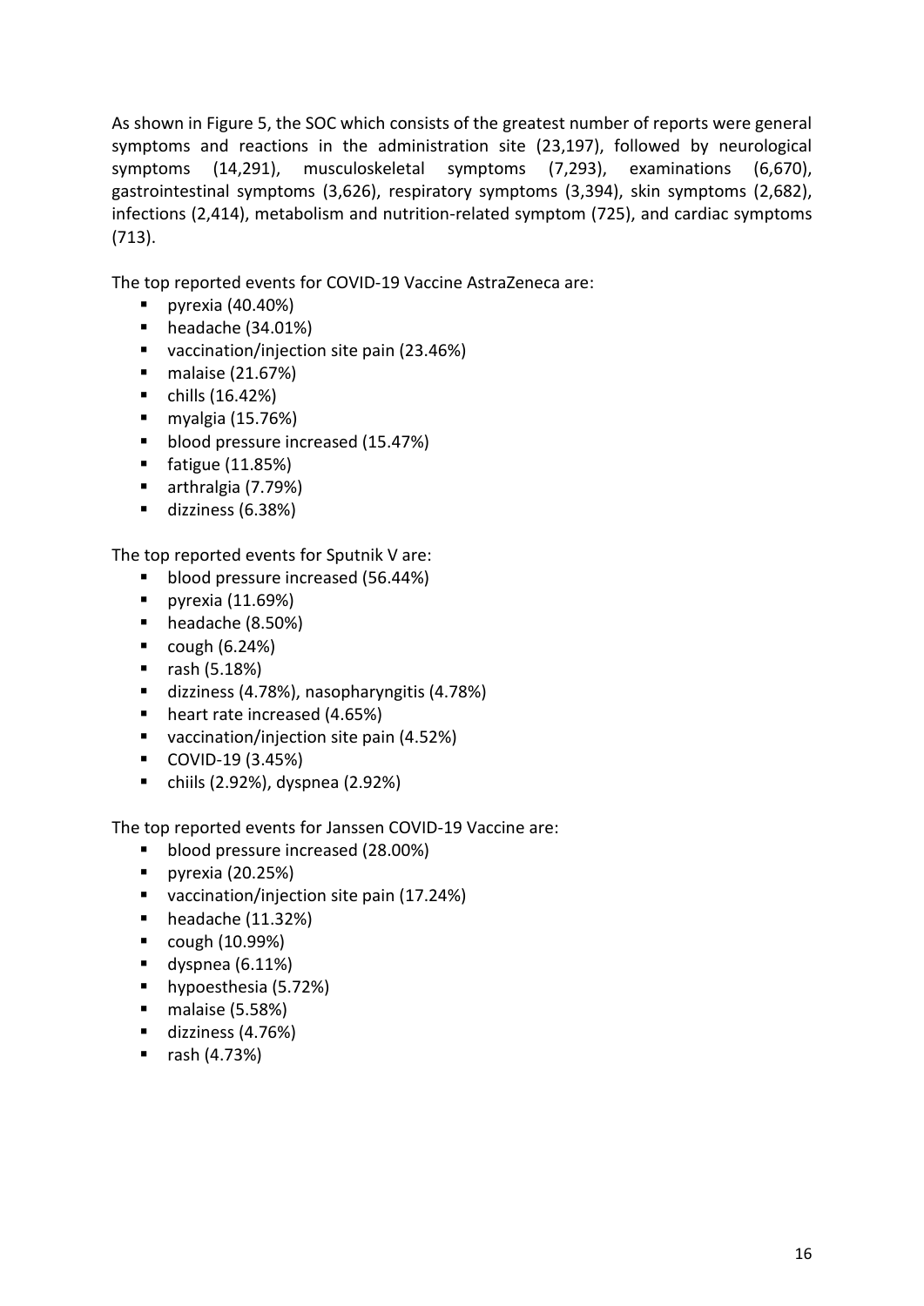As shown in Figure 5, the SOC which consists of the greatest number of reports were general symptoms and reactions in the administration site (23,197), followed by neurological symptoms (14,291), musculoskeletal symptoms (7,293), examinations (6,670), gastrointestinal symptoms (3,626), respiratory symptoms (3,394), skin symptoms (2,682), infections (2,414), metabolism and nutrition-related symptom (725), and cardiac symptoms (713).

The top reported events for COVID-19 Vaccine AstraZeneca are:

- pyrexia (40.40%)
- headache (34.01%)
- vaccination/injection site pain (23.46%)
- malaise (21.67%)
- chills (16.42%)
- myalgia (15.76%)
- blood pressure increased (15.47%)
- fatigue (11.85%)
- arthralgia (7.79%)
- dizziness (6.38%)

The top reported events for Sputnik V are:

- blood pressure increased (56.44%)
- pyrexia (11.69%)
- headache (8.50%)
- cough (6.24%)
- rash (5.18%)
- dizziness (4.78%), nasopharyngitis (4.78%)
- heart rate increased (4.65%)
- vaccination/injection site pain (4.52%)
- COVID-19 (3.45%)
- chiils (2.92%), dyspnea (2.92%)

The top reported events for Janssen COVID-19 Vaccine are:

- blood pressure increased (28.00%)
- pyrexia (20.25%)
- vaccination/injection site pain (17.24%)
- headache (11.32%)
- cough (10.99%)
- dyspnea (6.11%)
- hypoesthesia (5.72%)
- malaise (5.58%)
- dizziness (4.76%)
- rash (4.73%)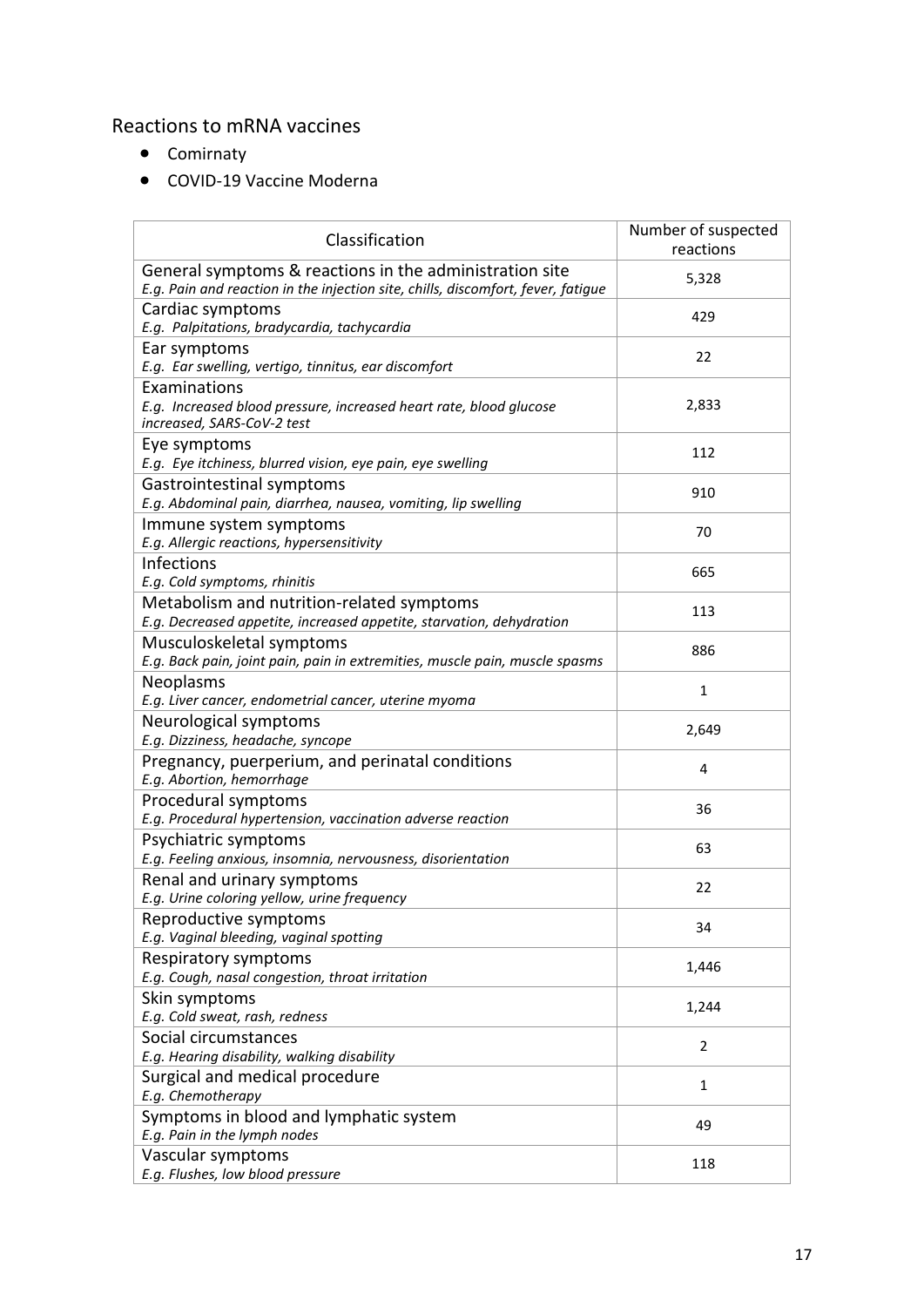## Reactions to mRNA vaccines

- Comirnaty
- COVID-19 Vaccine Moderna

| Classification | Number of suspected reactions |
|---|---|
| General symptoms & reactions in the administration site<br>*E.g. Pain and reaction in the injection site, chills, discomfort, fever, fatigue* | 5,328 |
| Cardiac symptoms<br>*E.g. Palpitations, bradycardia, tachycardia* | 429 |
| Ear symptoms<br>*E.g. Ear swelling, vertigo, tinnitus, ear discomfort* | 22 |
| Examinations<br>*E.g. Increased blood pressure, increased heart rate, blood glucose increased, SARS-CoV-2 test* | 2,833 |
| Eye symptoms<br>*E.g. Eye itchiness, blurred vision, eye pain, eye swelling* | 112 |
| Gastrointestinal symptoms<br>*E.g. Abdominal pain, diarrhea, nausea, vomiting, lip swelling* | 910 |
| Immune system symptoms<br>*E.g. Allergic reactions, hypersensitivity* | 70 |
| Infections<br>*E.g. Cold symptoms, rhinitis* | 665 |
| Metabolism and nutrition-related symptoms<br>*E.g. Decreased appetite, increased appetite, starvation, dehydration* | 113 |
| Musculoskeletal symptoms<br>*E.g. Back pain, joint pain, pain in extremities, muscle pain, muscle spasms* | 886 |
| Neoplasms<br>*E.g. Liver cancer, endometrial cancer, uterine myoma* | 1 |
| Neurological symptoms<br>*E.g. Dizziness, headache, syncope* | 2,649 |
| Pregnancy, puerperium, and perinatal conditions<br>*E.g. Abortion, hemorrhage* | 4 |
| Procedural symptoms<br>*E.g. Procedural hypertension, vaccination adverse reaction* | 36 |
| Psychiatric symptoms<br>*E.g. Feeling anxious, insomnia, nervousness, disorientation* | 63 |
| Renal and urinary symptoms<br>*E.g. Urine coloring yellow, urine frequency* | 22 |
| Reproductive symptoms<br>*E.g. Vaginal bleeding, vaginal spotting* | 34 |
| Respiratory symptoms<br>*E.g. Cough, nasal congestion, throat irritation* | 1,446 |
| Skin symptoms<br>*E.g. Cold sweat, rash, redness* | 1,244 |
| Social circumstances<br>*E.g. Hearing disability, walking disability* | 2 |
| Surgical and medical procedure<br>*E.g. Chemotherapy* | 1 |
| Symptoms in blood and lymphatic system<br>*E.g. Pain in the lymph nodes* | 49 |
| Vascular symptoms<br>*E.g. Flushes, low blood pressure* | 118 |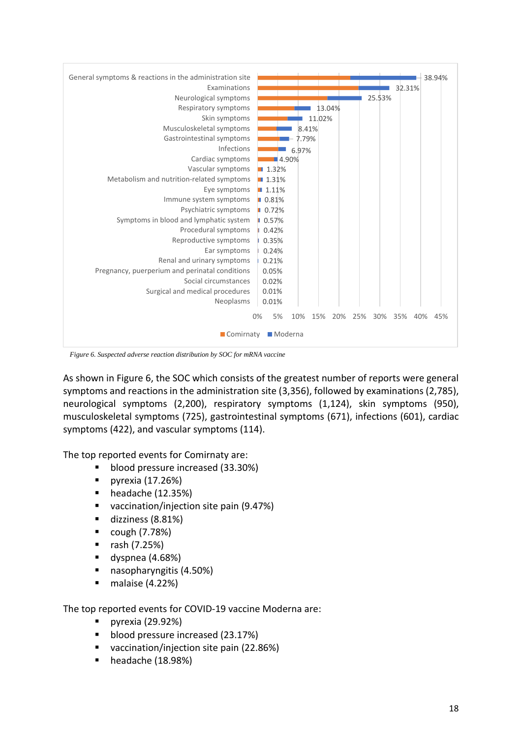| SOC | Total (Comirnaty + Moderna) |
|---|---|
| General symptoms & reactions in the administration site | 38.94% |
| Examinations | 32.31% |
| Neurological symptoms | 25.53% |
| Respiratory symptoms | 13.04% |
| Skin symptoms | 11.02% |
| Musculoskeletal symptoms | 8.41% |
| Gastrointestinal symptoms | 7.79% |
| Infections | 6.97% |
| Cardiac symptoms | 4.90% |
| Vascular symptoms | 1.32% |
| Metabolism and nutrition-related symptoms | 1.31% |
| Eye symptoms | 1.11% |
| Immune system symptoms | 0.81% |
| Psychiatric symptoms | 0.72% |
| Symptoms in blood and lymphatic system | 0.57% |
| Procedural symptoms | 0.42% |
| Reproductive symptoms | 0.35% |
| Ear symptoms | 0.24% |
| Renal and urinary symptoms | 0.21% |
| Pregnancy, puerperium and perinatal conditions | 0.05% |
| Social circumstances | 0.02% |
| Surgical and medical procedures | 0.01% |
| Neoplasms | 0.01% |

*Figure 6. Suspected adverse reaction distribution by SOC for mRNA vaccine*

As shown in Figure 6, the SOC which consists of the greatest number of reports were general symptoms and reactions in the administration site (3,356), followed by examinations (2,785), neurological symptoms (2,200), respiratory symptoms (1,124), skin symptoms (950), musculoskeletal symptoms (725), gastrointestinal symptoms (671), infections (601), cardiac symptoms (422), and vascular symptoms (114).

The top reported events for Comirnaty are:

- blood pressure increased (33.30%)
- pyrexia (17.26%)
- headache (12.35%)
- vaccination/injection site pain (9.47%)
- dizziness (8.81%)
- cough (7.78%)
- rash (7.25%)
- dyspnea (4.68%)
- nasopharyngitis (4.50%)
- malaise (4.22%)

The top reported events for COVID-19 vaccine Moderna are:

- pyrexia (29.92%)
- blood pressure increased (23.17%)
- vaccination/injection site pain (22.86%)
- headache (18.98%)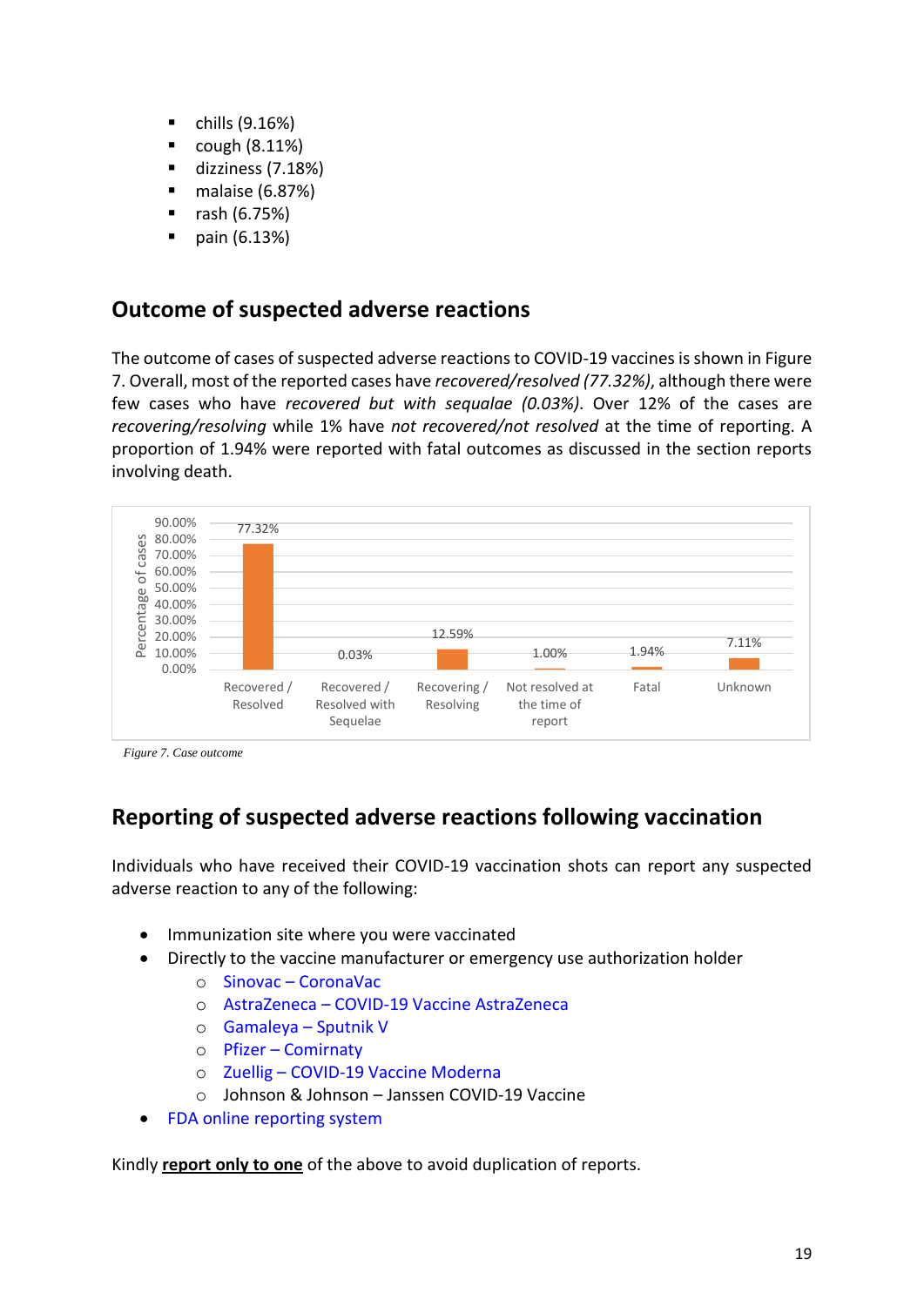- chills (9.16%)
- cough (8.11%)
- dizziness (7.18%)
- malaise (6.87%)
- rash (6.75%)
- pain (6.13%)

## Outcome of suspected adverse reactions

The outcome of cases of suspected adverse reactions to COVID-19 vaccines is shown in Figure 7. Overall, most of the reported cases have *recovered/resolved (77.32%)*, although there were few cases who have *recovered but with sequalae (0.03%)*. Over 12% of the cases are *recovering/resolving* while 1% have *not recovered/not resolved* at the time of reporting. A proportion of 1.94% were reported with fatal outcomes as discussed in the section reports involving death.

Percentage of cases

90.00%
80.00%
70.00%
60.00%
50.00%
40.00%
30.00%
20.00%
10.00%
0.00%

77.32%
0.03%
12.59%
1.00%
1.94%
7.11%

Recovered / Resolved
Recovered / Resolved with Sequelae
Recovering / Resolving
Not resolved at the time of report
Fatal
Unknown

*Figure 7. Case outcome*

## Reporting of suspected adverse reactions following vaccination

Individuals who have received their COVID-19 vaccination shots can report any suspected adverse reaction to any of the following:

- Immunization site where you were vaccinated
- Directly to the vaccine manufacturer or emergency use authorization holder
  - Sinovac – CoronaVac
  - AstraZeneca – COVID-19 Vaccine AstraZeneca
  - Gamaleya – Sputnik V
  - Pfizer – Comirnaty
  - Zuellig – COVID-19 Vaccine Moderna
  - Johnson & Johnson – Janssen COVID-19 Vaccine
- FDA online reporting system

Kindly **report only to one** of the above to avoid duplication of reports.